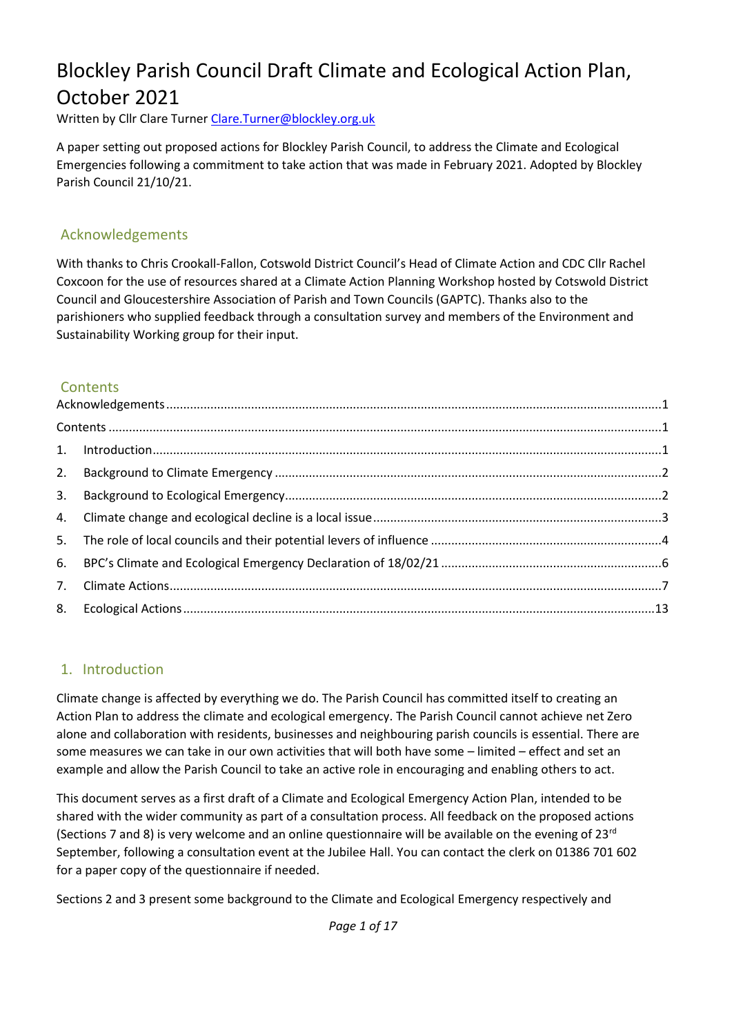# Blockley Parish Council Draft Climate and Ecological Action Plan, October 2021

Written by Cllr Clare Turner Clare.Turner@blockley.org.uk

A paper setting out proposed actions for Blockley Parish Council, to address the Climate and Ecological Emergencies following a commitment to take action that was made in February 2021. Adopted by Blockley Parish Council 21/10/21.

## Acknowledgements

With thanks to Chris Crookall-Fallon, Cotswold District Council's Head of Climate Action and CDC Cllr Rachel Coxcoon for the use of resources shared at a Climate Action Planning Workshop hosted by Cotswold District Council and Gloucestershire Association of Parish and Town Councils (GAPTC). Thanks also to the parishioners who supplied feedback through a consultation survey and members of the Environment and Sustainability Working group for their input.

## Contents

- Acknowledgements ... 1
- Contents ... 1
- 1. Introduction ... 1
- 2. Background to Climate Emergency ... 2
- 3. Background to Ecological Emergency ... 2
- 4. Climate change and ecological decline is a local issue ... 3
- 5. The role of local councils and their potential levers of influence ... 4
- 6. BPC's Climate and Ecological Emergency Declaration of 18/02/21 ... 6
- 7. Climate Actions ... 7
- 8. Ecological Actions ... 13

## 1. Introduction

Climate change is affected by everything we do. The Parish Council has committed itself to creating an Action Plan to address the climate and ecological emergency. The Parish Council cannot achieve net Zero alone and collaboration with residents, businesses and neighbouring parish councils is essential. There are some measures we can take in our own activities that will both have some – limited – effect and set an example and allow the Parish Council to take an active role in encouraging and enabling others to act.

This document serves as a first draft of a Climate and Ecological Emergency Action Plan, intended to be shared with the wider community as part of a consultation process. All feedback on the proposed actions (Sections 7 and 8) is very welcome and an online questionnaire will be available on the evening of 23rd September, following a consultation event at the Jubilee Hall. You can contact the clerk on 01386 701 602 for a paper copy of the questionnaire if needed.

Sections 2 and 3 present some background to the Climate and Ecological Emergency respectively and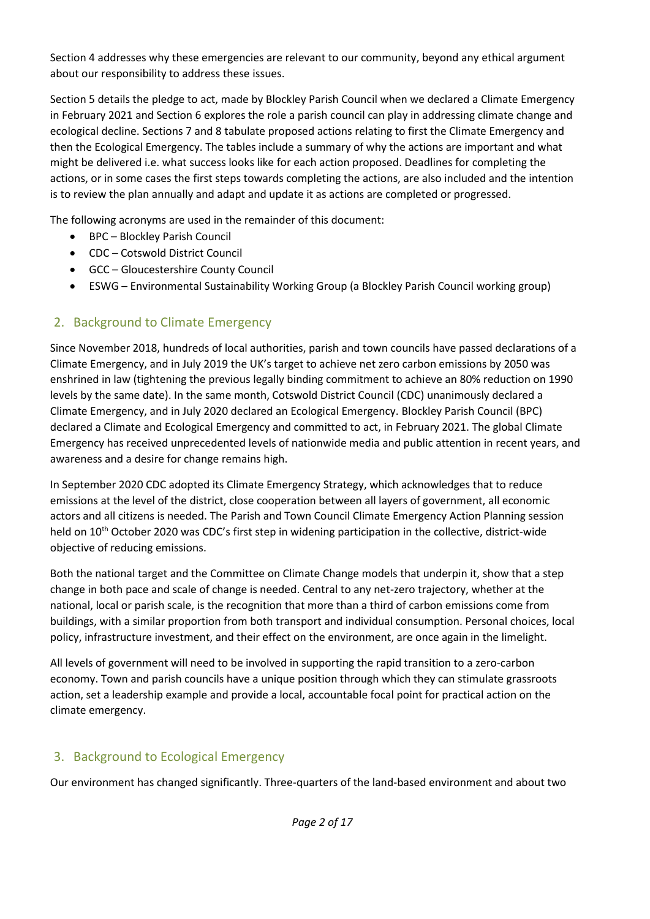Section 4 addresses why these emergencies are relevant to our community, beyond any ethical argument about our responsibility to address these issues.

Section 5 details the pledge to act, made by Blockley Parish Council when we declared a Climate Emergency in February 2021 and Section 6 explores the role a parish council can play in addressing climate change and ecological decline. Sections 7 and 8 tabulate proposed actions relating to first the Climate Emergency and then the Ecological Emergency. The tables include a summary of why the actions are important and what might be delivered i.e. what success looks like for each action proposed. Deadlines for completing the actions, or in some cases the first steps towards completing the actions, are also included and the intention is to review the plan annually and adapt and update it as actions are completed or progressed.

The following acronyms are used in the remainder of this document:

- BPC – Blockley Parish Council
- CDC – Cotswold District Council
- GCC – Gloucestershire County Council
- ESWG – Environmental Sustainability Working Group (a Blockley Parish Council working group)

## 2. Background to Climate Emergency

Since November 2018, hundreds of local authorities, parish and town councils have passed declarations of a Climate Emergency, and in July 2019 the UK's target to achieve net zero carbon emissions by 2050 was enshrined in law (tightening the previous legally binding commitment to achieve an 80% reduction on 1990 levels by the same date). In the same month, Cotswold District Council (CDC) unanimously declared a Climate Emergency, and in July 2020 declared an Ecological Emergency. Blockley Parish Council (BPC) declared a Climate and Ecological Emergency and committed to act, in February 2021. The global Climate Emergency has received unprecedented levels of nationwide media and public attention in recent years, and awareness and a desire for change remains high.

In September 2020 CDC adopted its Climate Emergency Strategy, which acknowledges that to reduce emissions at the level of the district, close cooperation between all layers of government, all economic actors and all citizens is needed. The Parish and Town Council Climate Emergency Action Planning session held on 10th October 2020 was CDC's first step in widening participation in the collective, district-wide objective of reducing emissions.

Both the national target and the Committee on Climate Change models that underpin it, show that a step change in both pace and scale of change is needed. Central to any net-zero trajectory, whether at the national, local or parish scale, is the recognition that more than a third of carbon emissions come from buildings, with a similar proportion from both transport and individual consumption. Personal choices, local policy, infrastructure investment, and their effect on the environment, are once again in the limelight.

All levels of government will need to be involved in supporting the rapid transition to a zero-carbon economy. Town and parish councils have a unique position through which they can stimulate grassroots action, set a leadership example and provide a local, accountable focal point for practical action on the climate emergency.

## 3. Background to Ecological Emergency

Our environment has changed significantly. Three-quarters of the land-based environment and about two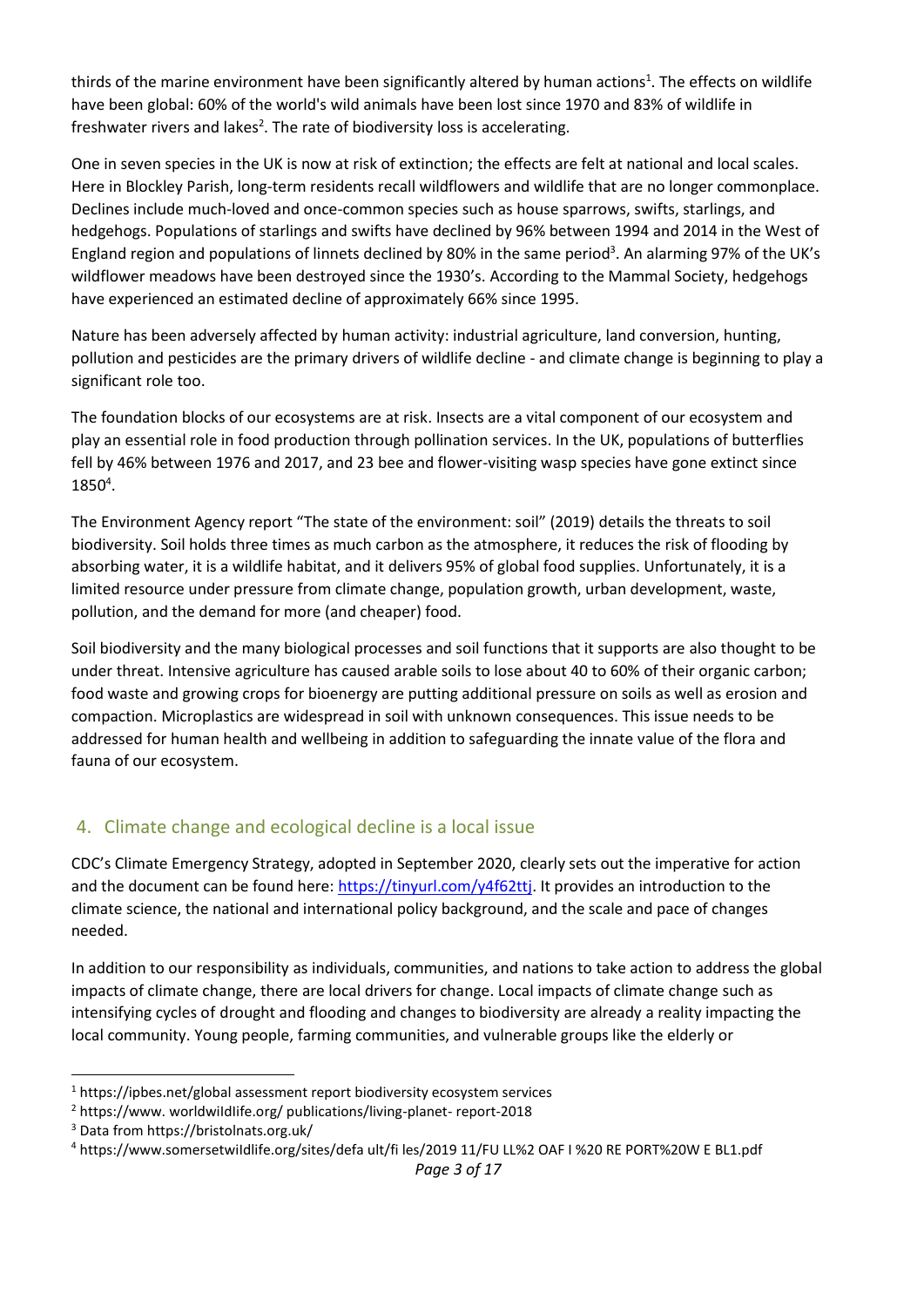thirds of the marine environment have been significantly altered by human actions[1]. The effects on wildlife have been global: 60% of the world's wild animals have been lost since 1970 and 83% of wildlife in freshwater rivers and lakes[2]. The rate of biodiversity loss is accelerating.

One in seven species in the UK is now at risk of extinction; the effects are felt at national and local scales. Here in Blockley Parish, long-term residents recall wildflowers and wildlife that are no longer commonplace. Declines include much-loved and once-common species such as house sparrows, swifts, starlings, and hedgehogs. Populations of starlings and swifts have declined by 96% between 1994 and 2014 in the West of England region and populations of linnets declined by 80% in the same period[3]. An alarming 97% of the UK's wildflower meadows have been destroyed since the 1930's. According to the Mammal Society, hedgehogs have experienced an estimated decline of approximately 66% since 1995.

Nature has been adversely affected by human activity: industrial agriculture, land conversion, hunting, pollution and pesticides are the primary drivers of wildlife decline - and climate change is beginning to play a significant role too.

The foundation blocks of our ecosystems are at risk. Insects are a vital component of our ecosystem and play an essential role in food production through pollination services. In the UK, populations of butterflies fell by 46% between 1976 and 2017, and 23 bee and flower-visiting wasp species have gone extinct since 1850[4].

The Environment Agency report "The state of the environment: soil" (2019) details the threats to soil biodiversity. Soil holds three times as much carbon as the atmosphere, it reduces the risk of flooding by absorbing water, it is a wildlife habitat, and it delivers 95% of global food supplies. Unfortunately, it is a limited resource under pressure from climate change, population growth, urban development, waste, pollution, and the demand for more (and cheaper) food.

Soil biodiversity and the many biological processes and soil functions that it supports are also thought to be under threat. Intensive agriculture has caused arable soils to lose about 40 to 60% of their organic carbon; food waste and growing crops for bioenergy are putting additional pressure on soils as well as erosion and compaction. Microplastics are widespread in soil with unknown consequences. This issue needs to be addressed for human health and wellbeing in addition to safeguarding the innate value of the flora and fauna of our ecosystem.

## 4. Climate change and ecological decline is a local issue

CDC's Climate Emergency Strategy, adopted in September 2020, clearly sets out the imperative for action and the document can be found here: https://tinyurl.com/y4f62ttj. It provides an introduction to the climate science, the national and international policy background, and the scale and pace of changes needed.

In addition to our responsibility as individuals, communities, and nations to take action to address the global impacts of climate change, there are local drivers for change. Local impacts of climate change such as intensifying cycles of drought and flooding and changes to biodiversity are already a reality impacting the local community. Young people, farming communities, and vulnerable groups like the elderly or

---

[1] https://ipbes.net/global assessment report biodiversity ecosystem services

[2] https://www. worldwildlife.org/ publications/living-planet- report-2018

[3] Data from https://bristolnats.org.uk/

[4] https://www.somersetwildlife.org/sites/defa ult/fi les/2019 11/FU LL%2 OAF I %20 RE PORT%20W E BL1.pdf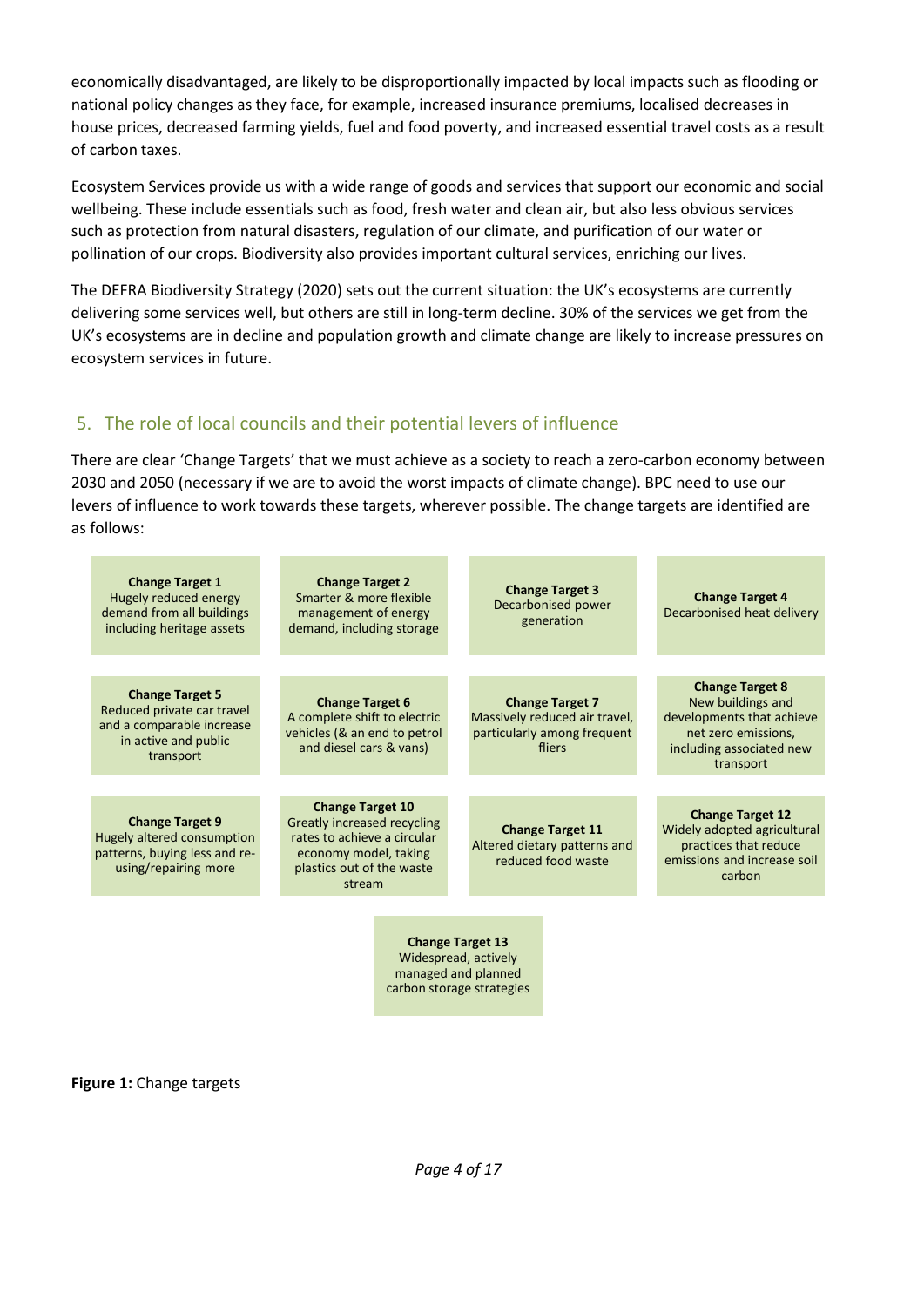economically disadvantaged, are likely to be disproportionally impacted by local impacts such as flooding or national policy changes as they face, for example, increased insurance premiums, localised decreases in house prices, decreased farming yields, fuel and food poverty, and increased essential travel costs as a result of carbon taxes.

Ecosystem Services provide us with a wide range of goods and services that support our economic and social wellbeing. These include essentials such as food, fresh water and clean air, but also less obvious services such as protection from natural disasters, regulation of our climate, and purification of our water or pollination of our crops. Biodiversity also provides important cultural services, enriching our lives.

The DEFRA Biodiversity Strategy (2020) sets out the current situation: the UK's ecosystems are currently delivering some services well, but others are still in long-term decline. 30% of the services we get from the UK's ecosystems are in decline and population growth and climate change are likely to increase pressures on ecosystem services in future.

## 5. The role of local councils and their potential levers of influence

There are clear 'Change Targets' that we must achieve as a society to reach a zero-carbon economy between 2030 and 2050 (necessary if we are to avoid the worst impacts of climate change). BPC need to use our levers of influence to work towards these targets, wherever possible. The change targets are identified are as follows:

| | | | |
|---|---|---|---|
| **Change Target 1** Hugely reduced energy demand from all buildings including heritage assets | **Change Target 2** Smarter & more flexible management of energy demand, including storage | **Change Target 3** Decarbonised power generation | **Change Target 4** Decarbonised heat delivery |
| **Change Target 5** Reduced private car travel and a comparable increase in active and public transport | **Change Target 6** A complete shift to electric vehicles (& an end to petrol and diesel cars & vans) | **Change Target 7** Massively reduced air travel, particularly among frequent fliers | **Change Target 8** New buildings and developments that achieve net zero emissions, including associated new transport |
| **Change Target 9** Hugely altered consumption patterns, buying less and re-using/repairing more | **Change Target 10** Greatly increased recycling rates to achieve a circular economy model, taking plastics out of the waste stream | **Change Target 11** Altered dietary patterns and reduced food waste | **Change Target 12** Widely adopted agricultural practices that reduce emissions and increase soil carbon |
| | **Change Target 13** Widespread, actively managed and planned carbon storage strategies | | |

**Figure 1:** Change targets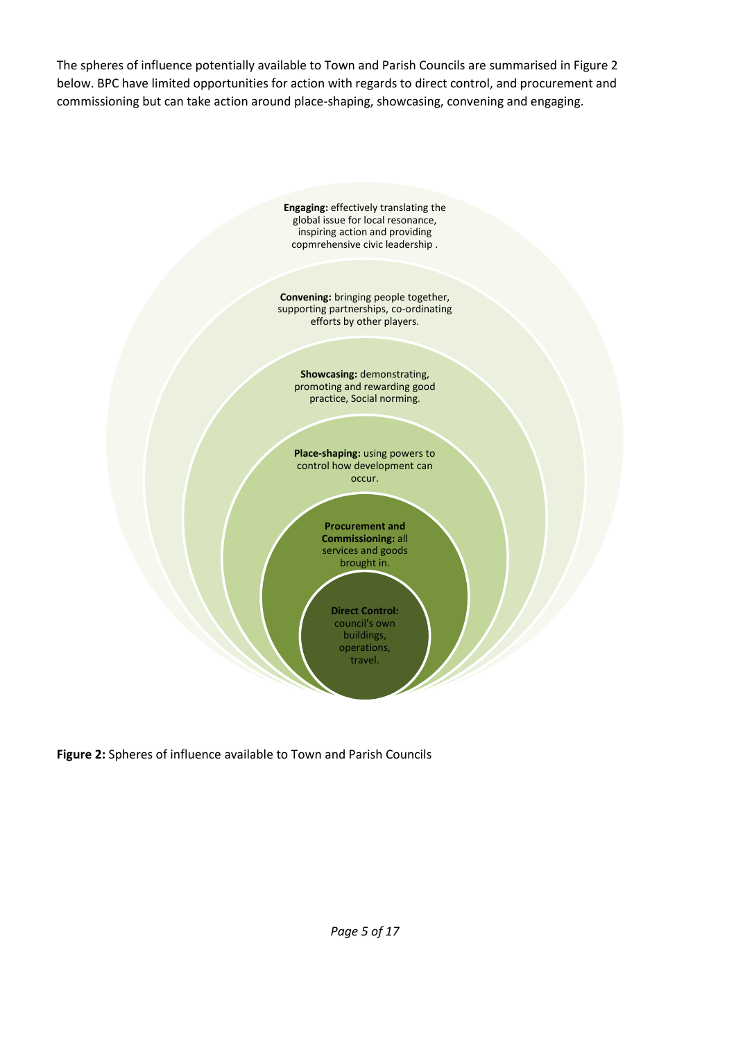The spheres of influence potentially available to Town and Parish Councils are summarised in Figure 2 below. BPC have limited opportunities for action with regards to direct control, and procurement and commissioning but can take action around place-shaping, showcasing, convening and engaging.

**Engaging:** effectively translating the global issue for local resonance, inspiring action and providing copmrehensive civic leadership .

**Convening:** bringing people together, supporting partnerships, co-ordinating efforts by other players.

**Showcasing:** demonstrating, promoting and rewarding good practice, Social norming.

**Place-shaping:** using powers to control how development can occur.

**Procurement and Commissioning:** all services and goods brought in.

**Direct Control:** council's own buildings, operations, travel.

**Figure 2:** Spheres of influence available to Town and Parish Councils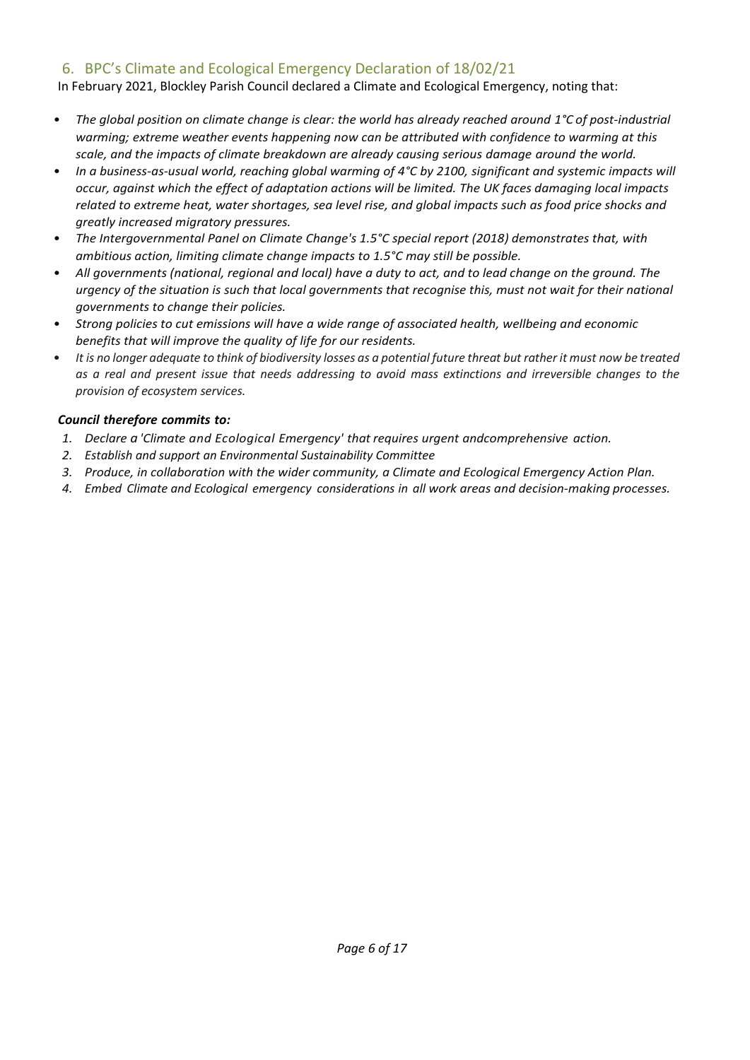## 6. BPC's Climate and Ecological Emergency Declaration of 18/02/21

In February 2021, Blockley Parish Council declared a Climate and Ecological Emergency, noting that:

- *The global position on climate change is clear: the world has already reached around 1°C of post-industrial warming; extreme weather events happening now can be attributed with confidence to warming at this scale, and the impacts of climate breakdown are already causing serious damage around the world.*
- *In a business-as-usual world, reaching global warming of 4°C by 2100, significant and systemic impacts will occur, against which the effect of adaptation actions will be limited. The UK faces damaging local impacts related to extreme heat, water shortages, sea level rise, and global impacts such as food price shocks and greatly increased migratory pressures.*
- *The Intergovernmental Panel on Climate Change's 1.5°C special report (2018) demonstrates that, with ambitious action, limiting climate change impacts to 1.5°C may still be possible.*
- *All governments (national, regional and local) have a duty to act, and to lead change on the ground. The urgency of the situation is such that local governments that recognise this, must not wait for their national governments to change their policies.*
- *Strong policies to cut emissions will have a wide range of associated health, wellbeing and economic benefits that will improve the quality of life for our residents.*
- *It is no longer adequate to think of biodiversity losses as a potential future threat but rather it must now be treated as a real and present issue that needs addressing to avoid mass extinctions and irreversible changes to the provision of ecosystem services.*

***Council therefore commits to:***

1. *Declare a 'Climate and Ecological Emergency' that requires urgent andcomprehensive action.*
2. *Establish and support an Environmental Sustainability Committee*
3. *Produce, in collaboration with the wider community, a Climate and Ecological Emergency Action Plan.*
4. *Embed Climate and Ecological emergency considerations in all work areas and decision-making processes.*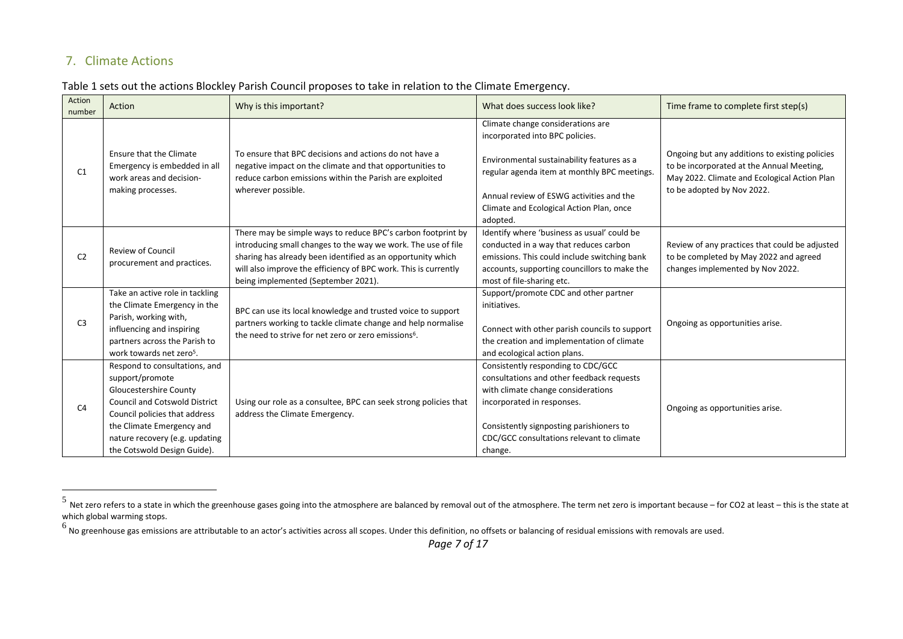## 7. Climate Actions

Table 1 sets out the actions Blockley Parish Council proposes to take in relation to the Climate Emergency.

| Action number | Action | Why is this important? | What does success look like? | Time frame to complete first step(s) |
|---|---|---|---|---|
| C1 | Ensure that the Climate Emergency is embedded in all work areas and decision-making processes. | To ensure that BPC decisions and actions do not have a negative impact on the climate and that opportunities to reduce carbon emissions within the Parish are exploited wherever possible. | Climate change considerations are incorporated into BPC policies.<br><br>Environmental sustainability features as a regular agenda item at monthly BPC meetings.<br><br>Annual review of ESWG activities and the Climate and Ecological Action Plan, once adopted. | Ongoing but any additions to existing policies to be incorporated at the Annual Meeting, May 2022. Climate and Ecological Action Plan to be adopted by Nov 2022. |
| C2 | Review of Council procurement and practices. | There may be simple ways to reduce BPC's carbon footprint by introducing small changes to the way we work. The use of file sharing has already been identified as an opportunity which will also improve the efficiency of BPC work. This is currently being implemented (September 2021). | Identify where 'business as usual' could be conducted in a way that reduces carbon emissions. This could include switching bank accounts, supporting councillors to make the most of file-sharing etc. | Review of any practices that could be adjusted to be completed by May 2022 and agreed changes implemented by Nov 2022. |
| C3 | Take an active role in tackling the Climate Emergency in the Parish, working with, influencing and inspiring partners across the Parish to work towards net zero[5]. | BPC can use its local knowledge and trusted voice to support partners working to tackle climate change and help normalise the need to strive for net zero or zero emissions[6]. | Support/promote CDC and other partner initiatives.<br><br>Connect with other parish councils to support the creation and implementation of climate and ecological action plans. | Ongoing as opportunities arise. |
| C4 | Respond to consultations, and support/promote Gloucestershire County Council and Cotswold District Council policies that address the Climate Emergency and nature recovery (e.g. updating the Cotswold Design Guide). | Using our role as a consultee, BPC can seek strong policies that address the Climate Emergency. | Consistently responding to CDC/GCC consultations and other feedback requests with climate change considerations incorporated in responses.<br><br>Consistently signposting parishioners to CDC/GCC consultations relevant to climate change. | Ongoing as opportunities arise. |

[5] Net zero refers to a state in which the greenhouse gases going into the atmosphere are balanced by removal out of the atmosphere. The term net zero is important because – for $CO_2$ at least – this is the state at which global warming stops.

[6] No greenhouse gas emissions are attributable to an actor's activities across all scopes. Under this definition, no offsets or balancing of residual emissions with removals are used.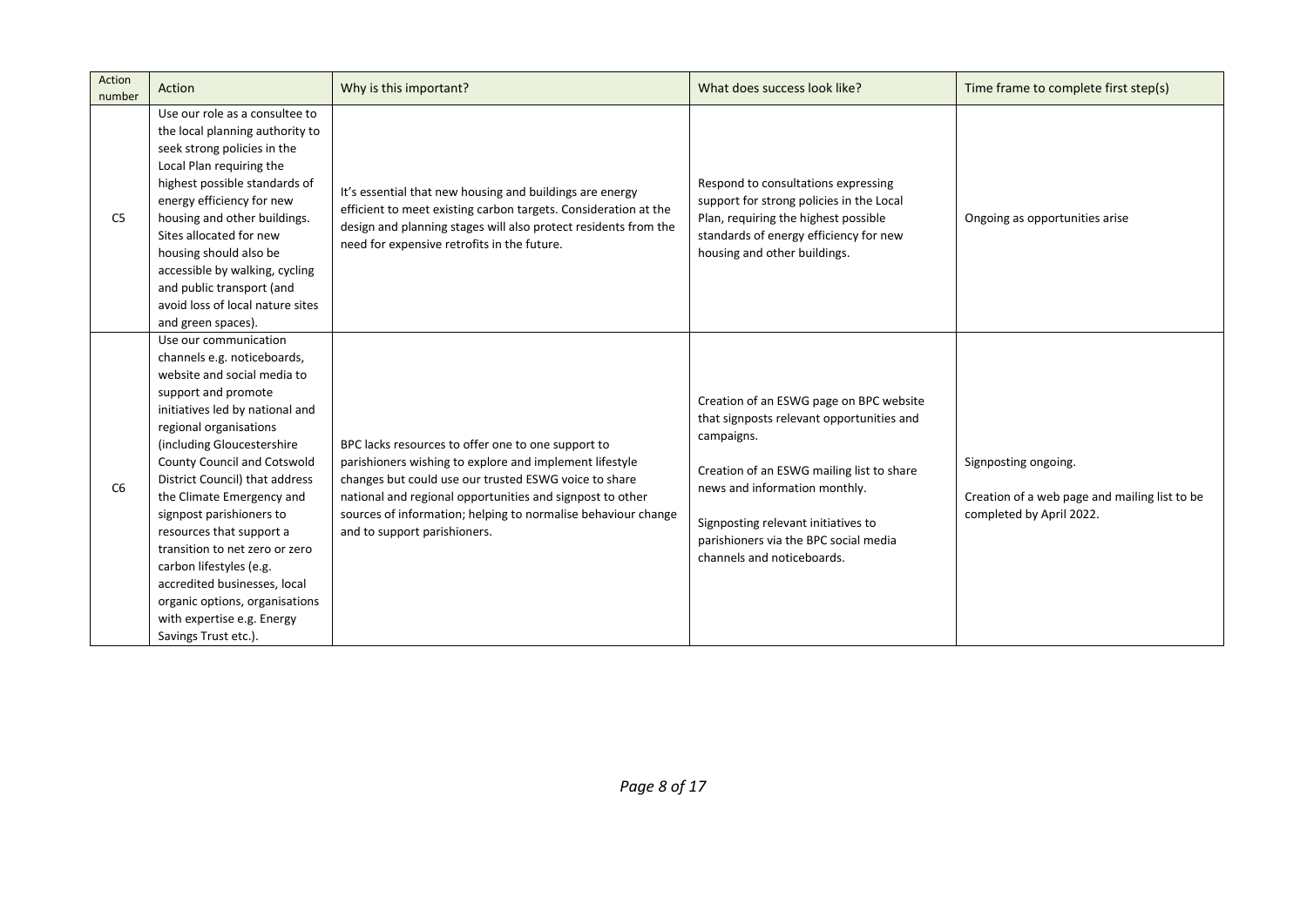| Action number | Action | Why is this important? | What does success look like? | Time frame to complete first step(s) |
|---|---|---|---|---|
| C5 | Use our role as a consultee to the local planning authority to seek strong policies in the Local Plan requiring the highest possible standards of energy efficiency for new housing and other buildings. Sites allocated for new housing should also be accessible by walking, cycling and public transport (and avoid loss of local nature sites and green spaces). | It's essential that new housing and buildings are energy efficient to meet existing carbon targets. Consideration at the design and planning stages will also protect residents from the need for expensive retrofits in the future. | Respond to consultations expressing support for strong policies in the Local Plan, requiring the highest possible standards of energy efficiency for new housing and other buildings. | Ongoing as opportunities arise |
| C6 | Use our communication channels e.g. noticeboards, website and social media to support and promote initiatives led by national and regional organisations (including Gloucestershire County Council and Cotswold District Council) that address the Climate Emergency and signpost parishioners to resources that support a transition to net zero or zero carbon lifestyles (e.g. accredited businesses, local organic options, organisations with expertise e.g. Energy Savings Trust etc.). | BPC lacks resources to offer one to one support to parishioners wishing to explore and implement lifestyle changes but could use our trusted ESWG voice to share national and regional opportunities and signpost to other sources of information; helping to normalise behaviour change and to support parishioners. | Creation of an ESWG page on BPC website that signposts relevant opportunities and campaigns.<br><br>Creation of an ESWG mailing list to share news and information monthly.<br><br>Signposting relevant initiatives to parishioners via the BPC social media channels and noticeboards. | Signposting ongoing.<br><br>Creation of a web page and mailing list to be completed by April 2022. |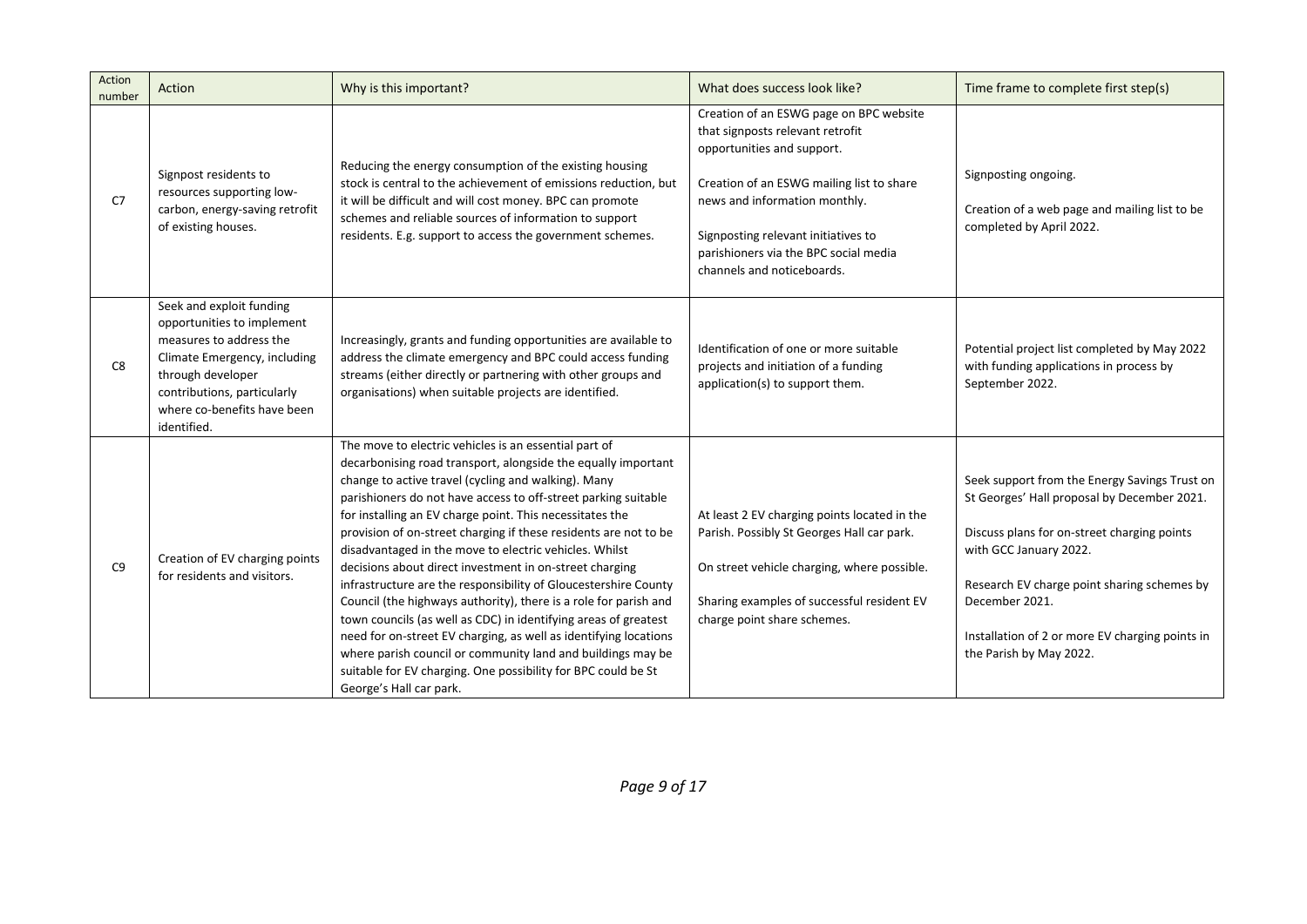| Action number | Action | Why is this important? | What does success look like? | Time frame to complete first step(s) |
| --- | --- | --- | --- | --- |
| C7 | Signpost residents to resources supporting low-carbon, energy-saving retrofit of existing houses. | Reducing the energy consumption of the existing housing stock is central to the achievement of emissions reduction, but it will be difficult and will cost money. BPC can promote schemes and reliable sources of information to support residents. E.g. support to access the government schemes. | Creation of an ESWG page on BPC website that signposts relevant retrofit opportunities and support.<br><br>Creation of an ESWG mailing list to share news and information monthly.<br><br>Signposting relevant initiatives to parishioners via the BPC social media channels and noticeboards. | Signposting ongoing.<br><br>Creation of a web page and mailing list to be completed by April 2022. |
| C8 | Seek and exploit funding opportunities to implement measures to address the Climate Emergency, including through developer contributions, particularly where co-benefits have been identified. | Increasingly, grants and funding opportunities are available to address the climate emergency and BPC could access funding streams (either directly or partnering with other groups and organisations) when suitable projects are identified. | Identification of one or more suitable projects and initiation of a funding application(s) to support them. | Potential project list completed by May 2022 with funding applications in process by September 2022. |
| C9 | Creation of EV charging points for residents and visitors. | The move to electric vehicles is an essential part of decarbonising road transport, alongside the equally important change to active travel (cycling and walking). Many parishioners do not have access to off-street parking suitable for installing an EV charge point. This necessitates the provision of on-street charging if these residents are not to be disadvantaged in the move to electric vehicles. Whilst decisions about direct investment in on-street charging infrastructure are the responsibility of Gloucestershire County Council (the highways authority), there is a role for parish and town councils (as well as CDC) in identifying areas of greatest need for on-street EV charging, as well as identifying locations where parish council or community land and buildings may be suitable for EV charging. One possibility for BPC could be St George's Hall car park. | At least 2 EV charging points located in the Parish. Possibly St Georges Hall car park.<br><br>On street vehicle charging, where possible.<br><br>Sharing examples of successful resident EV charge point share schemes. | Seek support from the Energy Savings Trust on St Georges' Hall proposal by December 2021.<br><br>Discuss plans for on-street charging points with GCC January 2022.<br><br>Research EV charge point sharing schemes by December 2021.<br><br>Installation of 2 or more EV charging points in the Parish by May 2022. |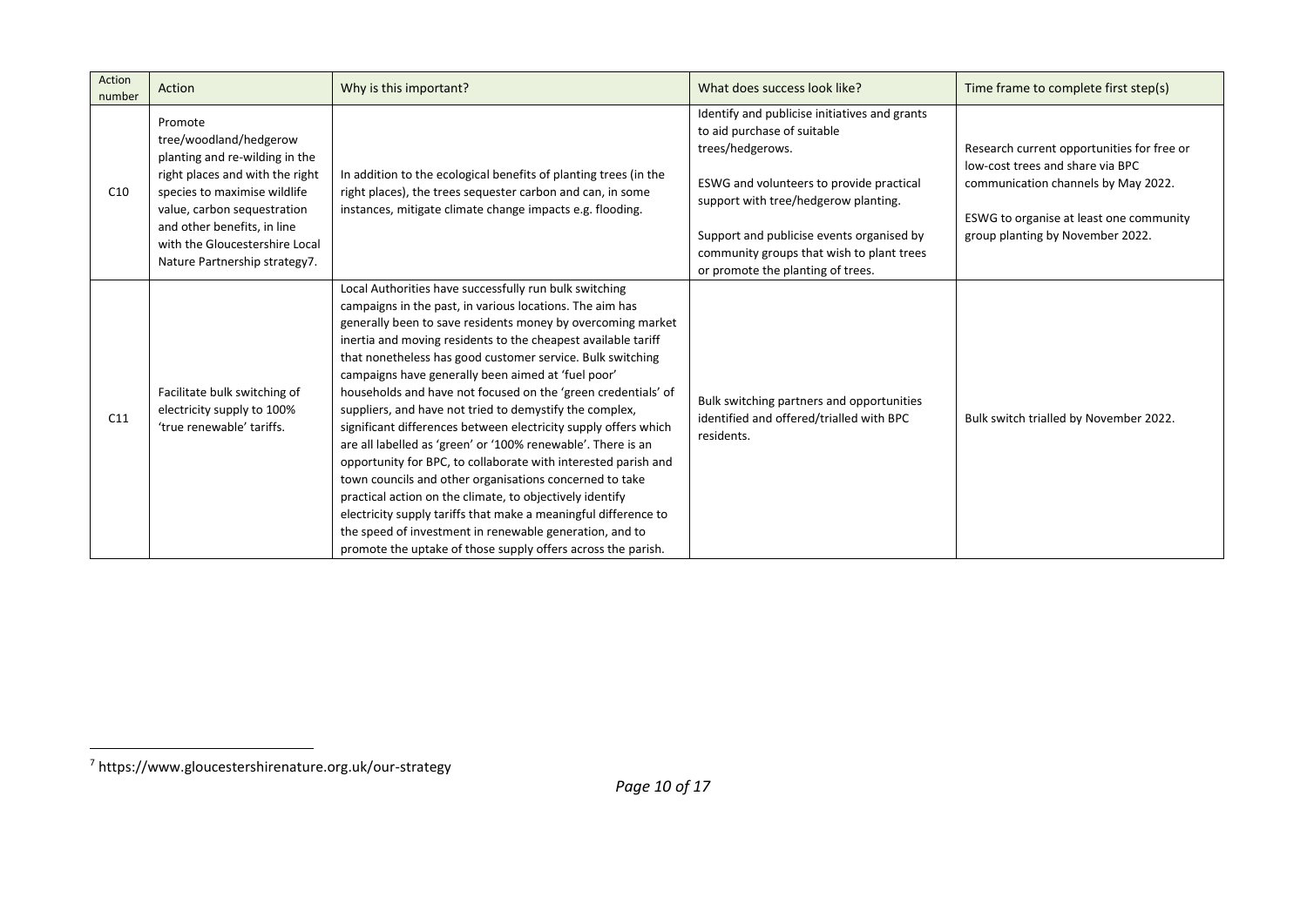| Action number | Action | Why is this important? | What does success look like? | Time frame to complete first step(s) |
|---|---|---|---|---|
| C10 | Promote tree/woodland/hedgerow planting and re-wilding in the right places and with the right species to maximise wildlife value, carbon sequestration and other benefits, in line with the Gloucestershire Local Nature Partnership strategy[7]. | In addition to the ecological benefits of planting trees (in the right places), the trees sequester carbon and can, in some instances, mitigate climate change impacts e.g. flooding. | Identify and publicise initiatives and grants to aid purchase of suitable trees/hedgerows.<br><br>ESWG and volunteers to provide practical support with tree/hedgerow planting.<br><br>Support and publicise events organised by community groups that wish to plant trees or promote the planting of trees. | Research current opportunities for free or low-cost trees and share via BPC communication channels by May 2022.<br><br>ESWG to organise at least one community group planting by November 2022. |
| C11 | Facilitate bulk switching of electricity supply to 100% 'true renewable' tariffs. | Local Authorities have successfully run bulk switching campaigns in the past, in various locations. The aim has generally been to save residents money by overcoming market inertia and moving residents to the cheapest available tariff that nonetheless has good customer service. Bulk switching campaigns have generally been aimed at 'fuel poor' households and have not focused on the 'green credentials' of suppliers, and have not tried to demystify the complex, significant differences between electricity supply offers which are all labelled as 'green' or '100% renewable'. There is an opportunity for BPC, to collaborate with interested parish and town councils and other organisations concerned to take practical action on the climate, to objectively identify electricity supply tariffs that make a meaningful difference to the speed of investment in renewable generation, and to promote the uptake of those supply offers across the parish. | Bulk switching partners and opportunities identified and offered/trialled with BPC residents. | Bulk switch trialled by November 2022. |

[7] https://www.gloucestershirenature.org.uk/our-strategy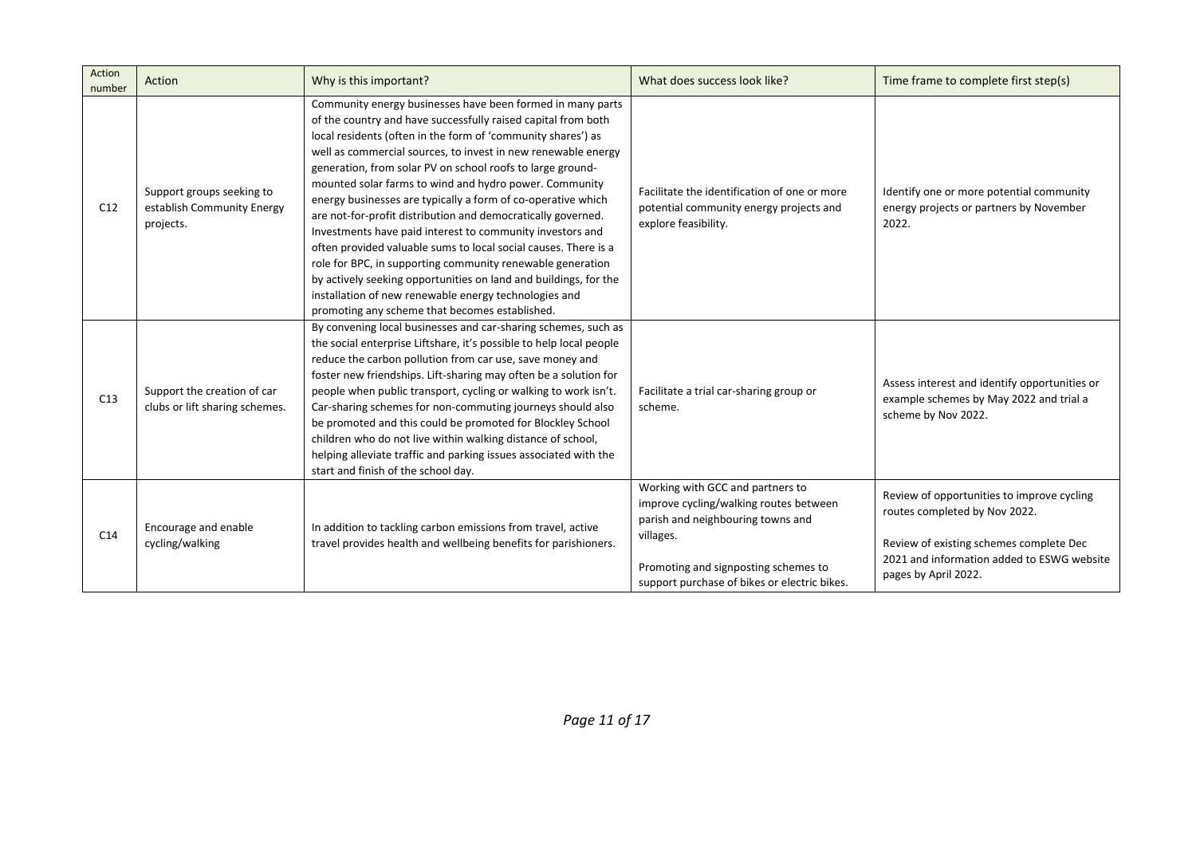| Action number | Action | Why is this important? | What does success look like? | Time frame to complete first step(s) |
|---|---|---|---|---|
| C12 | Support groups seeking to establish Community Energy projects. | Community energy businesses have been formed in many parts of the country and have successfully raised capital from both local residents (often in the form of 'community shares') as well as commercial sources, to invest in new renewable energy generation, from solar PV on school roofs to large ground-mounted solar farms to wind and hydro power. Community energy businesses are typically a form of co-operative which are not-for-profit distribution and democratically governed. Investments have paid interest to community investors and often provided valuable sums to local social causes. There is a role for BPC, in supporting community renewable generation by actively seeking opportunities on land and buildings, for the installation of new renewable energy technologies and promoting any scheme that becomes established. | Facilitate the identification of one or more potential community energy projects and explore feasibility. | Identify one or more potential community energy projects or partners by November 2022. |
| C13 | Support the creation of car clubs or lift sharing schemes. | By convening local businesses and car-sharing schemes, such as the social enterprise Liftshare, it's possible to help local people reduce the carbon pollution from car use, save money and foster new friendships. Lift-sharing may often be a solution for people when public transport, cycling or walking to work isn't. Car-sharing schemes for non-commuting journeys should also be promoted and this could be promoted for Blockley School children who do not live within walking distance of school, helping alleviate traffic and parking issues associated with the start and finish of the school day. | Facilitate a trial car-sharing group or scheme. | Assess interest and identify opportunities or example schemes by May 2022 and trial a scheme by Nov 2022. |
| C14 | Encourage and enable cycling/walking | In addition to tackling carbon emissions from travel, active travel provides health and wellbeing benefits for parishioners. | Working with GCC and partners to improve cycling/walking routes between parish and neighbouring towns and villages.<br><br>Promoting and signposting schemes to support purchase of bikes or electric bikes. | Review of opportunities to improve cycling routes completed by Nov 2022.<br><br>Review of existing schemes complete Dec 2021 and information added to ESWG website pages by April 2022. |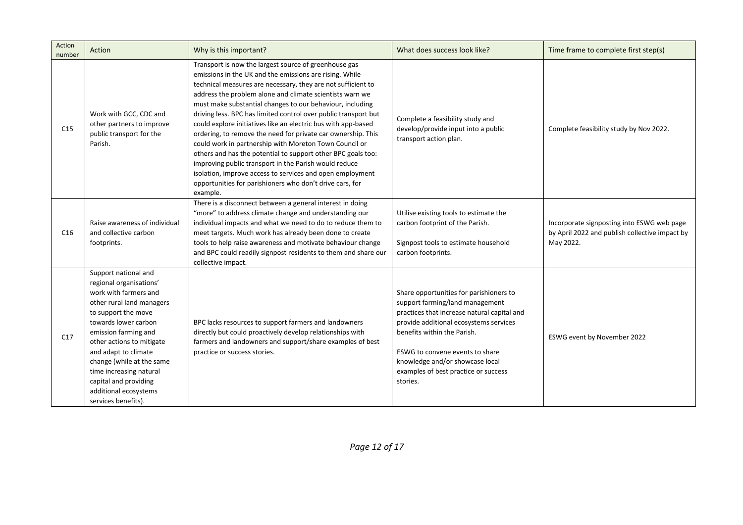| Action number | Action | Why is this important? | What does success look like? | Time frame to complete first step(s) |
| --- | --- | --- | --- | --- |
| C15 | Work with GCC, CDC and other partners to improve public transport for the Parish. | Transport is now the largest source of greenhouse gas emissions in the UK and the emissions are rising. While technical measures are necessary, they are not sufficient to address the problem alone and climate scientists warn we must make substantial changes to our behaviour, including driving less. BPC has limited control over public transport but could explore initiatives like an electric bus with app-based ordering, to remove the need for private car ownership. This could work in partnership with Moreton Town Council or others and has the potential to support other BPC goals too: improving public transport in the Parish would reduce isolation, improve access to services and open employment opportunities for parishioners who don't drive cars, for example. | Complete a feasibility study and develop/provide input into a public transport action plan. | Complete feasibility study by Nov 2022. |
| C16 | Raise awareness of individual and collective carbon footprints. | There is a disconnect between a general interest in doing "more" to address climate change and understanding our individual impacts and what we need to do to reduce them to meet targets. Much work has already been done to create tools to help raise awareness and motivate behaviour change and BPC could readily signpost residents to them and share our collective impact. | Utilise existing tools to estimate the carbon footprint of the Parish.<br><br>Signpost tools to estimate household carbon footprints. | Incorporate signposting into ESWG web page by April 2022 and publish collective impact by May 2022. |
| C17 | Support national and regional organisations' work with farmers and other rural land managers to support the move towards lower carbon emission farming and other actions to mitigate and adapt to climate change (while at the same time increasing natural capital and providing additional ecosystems services benefits). | BPC lacks resources to support farmers and landowners directly but could proactively develop relationships with farmers and landowners and support/share examples of best practice or success stories. | Share opportunities for parishioners to support farming/land management practices that increase natural capital and provide additional ecosystems services benefits within the Parish.<br><br>ESWG to convene events to share knowledge and/or showcase local examples of best practice or success stories. | ESWG event by November 2022 |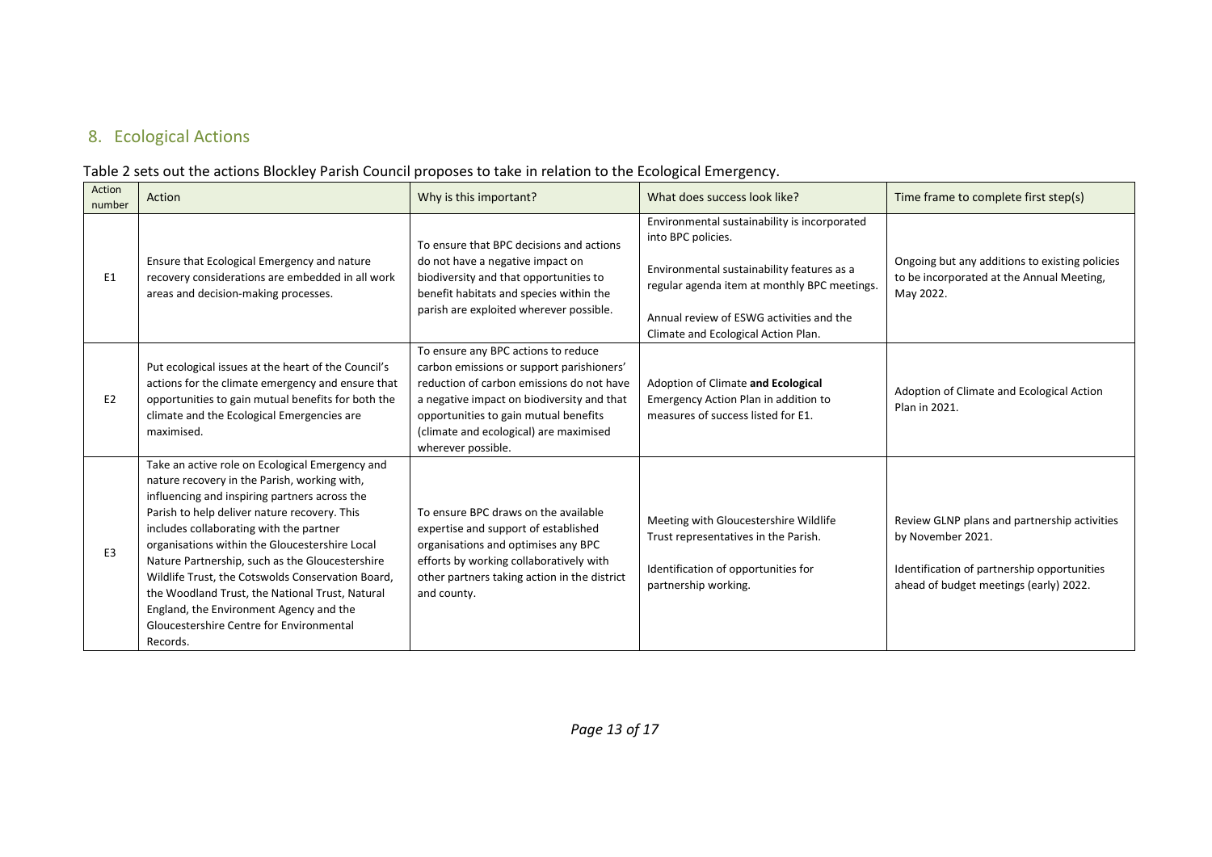## 8. Ecological Actions

Table 2 sets out the actions Blockley Parish Council proposes to take in relation to the Ecological Emergency.

| Action number | Action | Why is this important? | What does success look like? | Time frame to complete first step(s) |
|---|---|---|---|---|
| E1 | Ensure that Ecological Emergency and nature recovery considerations are embedded in all work areas and decision-making processes. | To ensure that BPC decisions and actions do not have a negative impact on biodiversity and that opportunities to benefit habitats and species within the parish are exploited wherever possible. | Environmental sustainability is incorporated into BPC policies.<br><br>Environmental sustainability features as a regular agenda item at monthly BPC meetings.<br><br>Annual review of ESWG activities and the Climate and Ecological Action Plan. | Ongoing but any additions to existing policies to be incorporated at the Annual Meeting, May 2022. |
| E2 | Put ecological issues at the heart of the Council's actions for the climate emergency and ensure that opportunities to gain mutual benefits for both the climate and the Ecological Emergencies are maximised. | To ensure any BPC actions to reduce carbon emissions or support parishioners' reduction of carbon emissions do not have a negative impact on biodiversity and that opportunities to gain mutual benefits (climate and ecological) are maximised wherever possible. | Adoption of Climate **and Ecological** Emergency Action Plan in addition to measures of success listed for E1. | Adoption of Climate and Ecological Action Plan in 2021. |
| E3 | Take an active role on Ecological Emergency and nature recovery in the Parish, working with, influencing and inspiring partners across the Parish to help deliver nature recovery. This includes collaborating with the partner organisations within the Gloucestershire Local Nature Partnership, such as the Gloucestershire Wildlife Trust, the Cotswolds Conservation Board, the Woodland Trust, the National Trust, Natural England, the Environment Agency and the Gloucestershire Centre for Environmental Records. | To ensure BPC draws on the available expertise and support of established organisations and optimises any BPC efforts by working collaboratively with other partners taking action in the district and county. | Meeting with Gloucestershire Wildlife Trust representatives in the Parish.<br><br>Identification of opportunities for partnership working. | Review GLNP plans and partnership activities by November 2021.<br><br>Identification of partnership opportunities ahead of budget meetings (early) 2022. |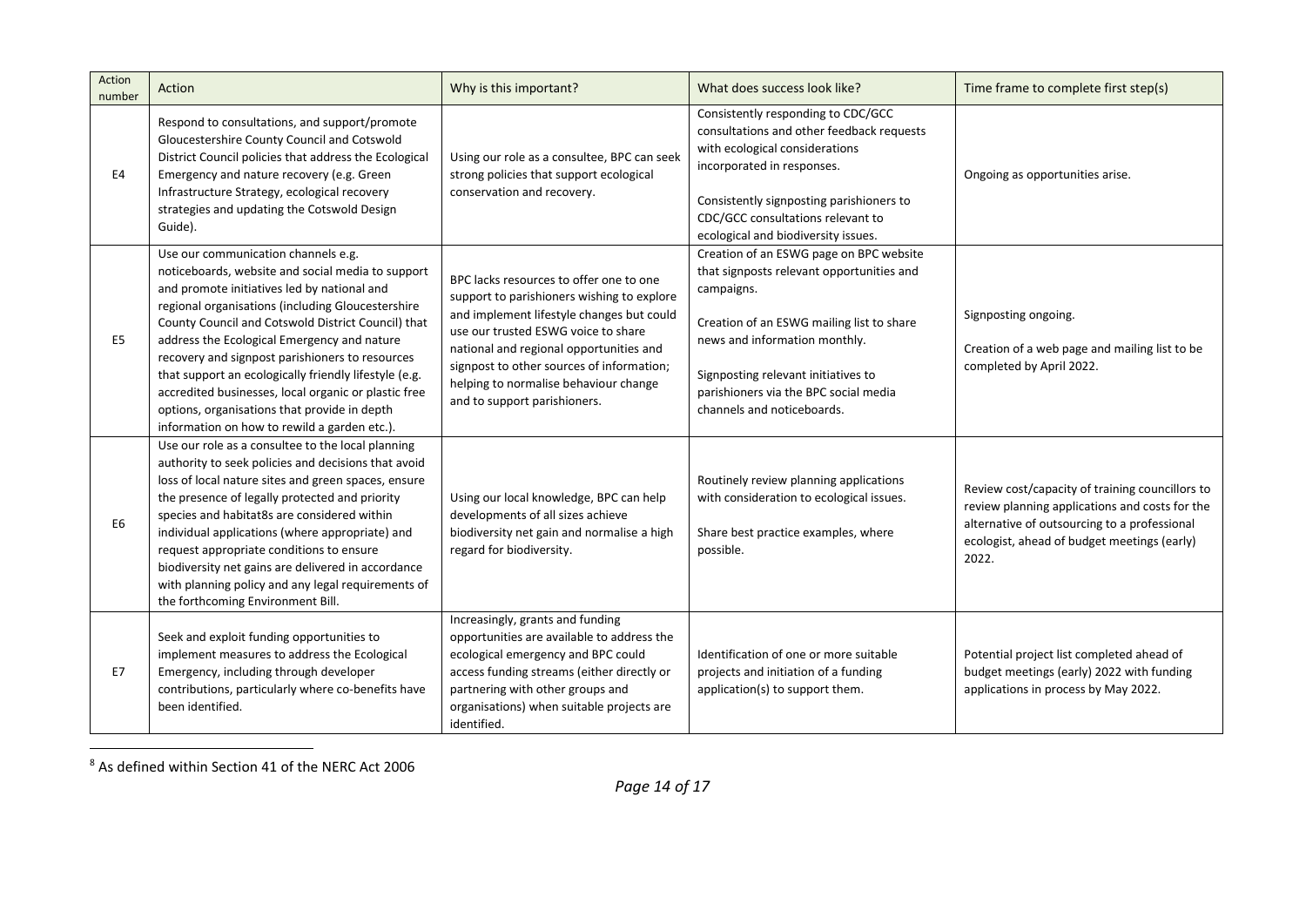| Action number | Action | Why is this important? | What does success look like? | Time frame to complete first step(s) |
|---|---|---|---|---|
| E4 | Respond to consultations, and support/promote Gloucestershire County Council and Cotswold District Council policies that address the Ecological Emergency and nature recovery (e.g. Green Infrastructure Strategy, ecological recovery strategies and updating the Cotswold Design Guide). | Using our role as a consultee, BPC can seek strong policies that support ecological conservation and recovery. | Consistently responding to CDC/GCC consultations and other feedback requests with ecological considerations incorporated in responses.<br><br>Consistently signposting parishioners to CDC/GCC consultations relevant to ecological and biodiversity issues. | Ongoing as opportunities arise. |
| E5 | Use our communication channels e.g. noticeboards, website and social media to support and promote initiatives led by national and regional organisations (including Gloucestershire County Council and Cotswold District Council) that address the Ecological Emergency and nature recovery and signpost parishioners to resources that support an ecologically friendly lifestyle (e.g. accredited businesses, local organic or plastic free options, organisations that provide in depth information on how to rewild a garden etc.). | BPC lacks resources to offer one to one support to parishioners wishing to explore and implement lifestyle changes but could use our trusted ESWG voice to share national and regional opportunities and signpost to other sources of information; helping to normalise behaviour change and to support parishioners. | Creation of an ESWG page on BPC website that signposts relevant opportunities and campaigns.<br><br>Creation of an ESWG mailing list to share news and information monthly.<br><br>Signposting relevant initiatives to parishioners via the BPC social media channels and noticeboards. | Signposting ongoing.<br><br>Creation of a web page and mailing list to be completed by April 2022. |
| E6 | Use our role as a consultee to the local planning authority to seek policies and decisions that avoid loss of local nature sites and green spaces, ensure the presence of legally protected and priority species and habitat8s are considered within individual applications (where appropriate) and request appropriate conditions to ensure biodiversity net gains are delivered in accordance with planning policy and any legal requirements of the forthcoming Environment Bill. | Using our local knowledge, BPC can help developments of all sizes achieve biodiversity net gain and normalise a high regard for biodiversity. | Routinely review planning applications with consideration to ecological issues.<br><br>Share best practice examples, where possible. | Review cost/capacity of training councillors to review planning applications and costs for the alternative of outsourcing to a professional ecologist, ahead of budget meetings (early) 2022. |
| E7 | Seek and exploit funding opportunities to implement measures to address the Ecological Emergency, including through developer contributions, particularly where co-benefits have been identified. | Increasingly, grants and funding opportunities are available to address the ecological emergency and BPC could access funding streams (either directly or partnering with other groups and organisations) when suitable projects are identified. | Identification of one or more suitable projects and initiation of a funding application(s) to support them. | Potential project list completed ahead of budget meetings (early) 2022 with funding applications in process by May 2022. |

[8] As defined within Section 41 of the NERC Act 2006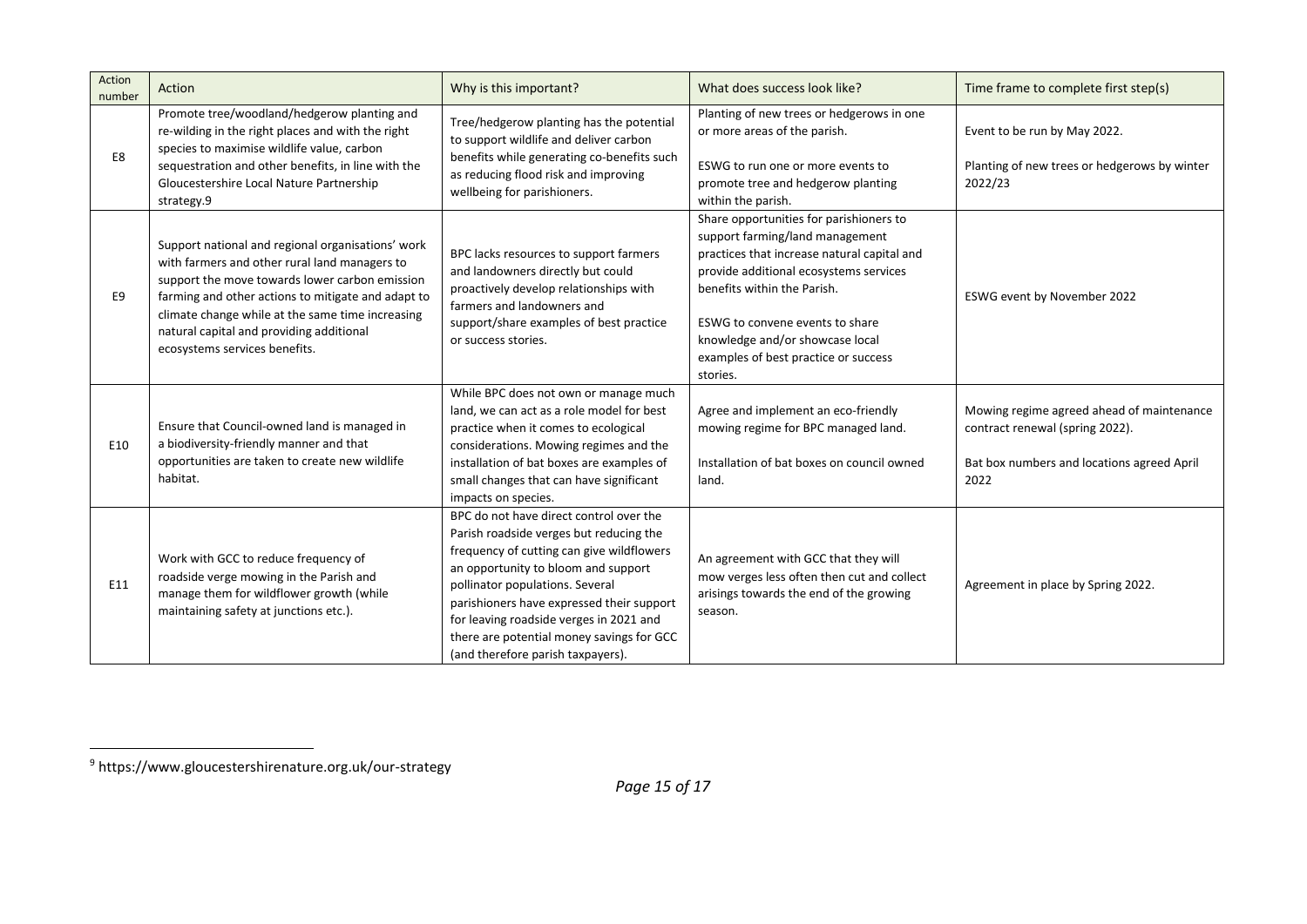| Action number | Action | Why is this important? | What does success look like? | Time frame to complete first step(s) |
|---|---|---|---|---|
| E8 | Promote tree/woodland/hedgerow planting and re-wilding in the right places and with the right species to maximise wildlife value, carbon sequestration and other benefits, in line with the Gloucestershire Local Nature Partnership strategy.[9] | Tree/hedgerow planting has the potential to support wildlife and deliver carbon benefits while generating co-benefits such as reducing flood risk and improving wellbeing for parishioners. | Planting of new trees or hedgerows in one or more areas of the parish.<br><br>ESWG to run one or more events to promote tree and hedgerow planting within the parish. | Event to be run by May 2022.<br><br>Planting of new trees or hedgerows by winter 2022/23 |
| E9 | Support national and regional organisations' work with farmers and other rural land managers to support the move towards lower carbon emission farming and other actions to mitigate and adapt to climate change while at the same time increasing natural capital and providing additional ecosystems services benefits. | BPC lacks resources to support farmers and landowners directly but could proactively develop relationships with farmers and landowners and support/share examples of best practice or success stories. | Share opportunities for parishioners to support farming/land management practices that increase natural capital and provide additional ecosystems services benefits within the Parish.<br><br>ESWG to convene events to share knowledge and/or showcase local examples of best practice or success stories. | ESWG event by November 2022 |
| E10 | Ensure that Council-owned land is managed in a biodiversity-friendly manner and that opportunities are taken to create new wildlife habitat. | While BPC does not own or manage much land, we can act as a role model for best practice when it comes to ecological considerations. Mowing regimes and the installation of bat boxes are examples of small changes that can have significant impacts on species. | Agree and implement an eco-friendly mowing regime for BPC managed land.<br><br>Installation of bat boxes on council owned land. | Mowing regime agreed ahead of maintenance contract renewal (spring 2022).<br><br>Bat box numbers and locations agreed April 2022 |
| E11 | Work with GCC to reduce frequency of roadside verge mowing in the Parish and manage them for wildflower growth (while maintaining safety at junctions etc.). | BPC do not have direct control over the Parish roadside verges but reducing the frequency of cutting can give wildflowers an opportunity to bloom and support pollinator populations. Several parishioners have expressed their support for leaving roadside verges in 2021 and there are potential money savings for GCC (and therefore parish taxpayers). | An agreement with GCC that they will mow verges less often then cut and collect arisings towards the end of the growing season. | Agreement in place by Spring 2022. |

[9] https://www.gloucestershirenature.org.uk/our-strategy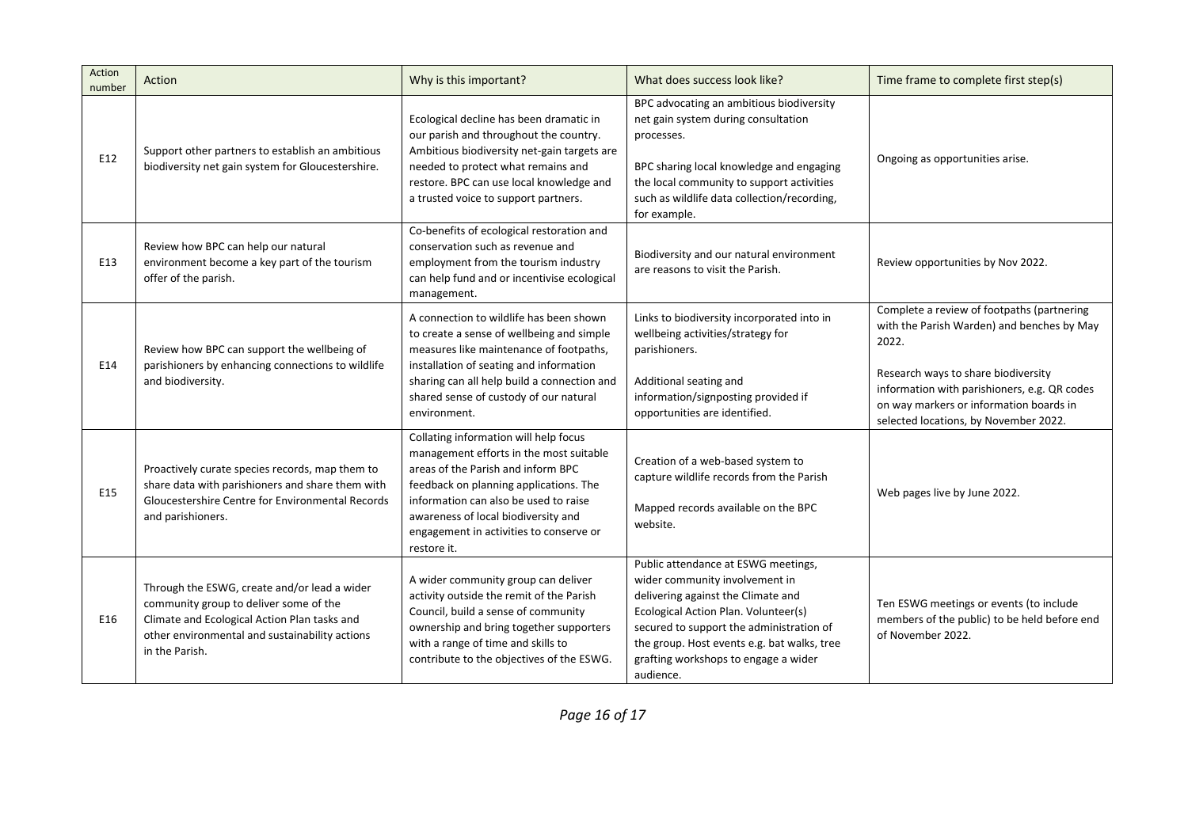| Action number | Action | Why is this important? | What does success look like? | Time frame to complete first step(s) |
|---|---|---|---|---|
| E12 | Support other partners to establish an ambitious biodiversity net gain system for Gloucestershire. | Ecological decline has been dramatic in our parish and throughout the country. Ambitious biodiversity net-gain targets are needed to protect what remains and restore. BPC can use local knowledge and a trusted voice to support partners. | BPC advocating an ambitious biodiversity net gain system during consultation processes.<br><br>BPC sharing local knowledge and engaging the local community to support activities such as wildlife data collection/recording, for example. | Ongoing as opportunities arise. |
| E13 | Review how BPC can help our natural environment become a key part of the tourism offer of the parish. | Co-benefits of ecological restoration and conservation such as revenue and employment from the tourism industry can help fund and or incentivise ecological management. | Biodiversity and our natural environment are reasons to visit the Parish. | Review opportunities by Nov 2022. |
| E14 | Review how BPC can support the wellbeing of parishioners by enhancing connections to wildlife and biodiversity. | A connection to wildlife has been shown to create a sense of wellbeing and simple measures like maintenance of footpaths, installation of seating and information sharing can all help build a connection and shared sense of custody of our natural environment. | Links to biodiversity incorporated into in wellbeing activities/strategy for parishioners.<br><br>Additional seating and information/signposting provided if opportunities are identified. | Complete a review of footpaths (partnering with the Parish Warden) and benches by May 2022.<br><br>Research ways to share biodiversity information with parishioners, e.g. QR codes on way markers or information boards in selected locations, by November 2022. |
| E15 | Proactively curate species records, map them to share data with parishioners and share them with Gloucestershire Centre for Environmental Records and parishioners. | Collating information will help focus management efforts in the most suitable areas of the Parish and inform BPC feedback on planning applications. The information can also be used to raise awareness of local biodiversity and engagement in activities to conserve or restore it. | Creation of a web-based system to capture wildlife records from the Parish<br><br>Mapped records available on the BPC website. | Web pages live by June 2022. |
| E16 | Through the ESWG, create and/or lead a wider community group to deliver some of the Climate and Ecological Action Plan tasks and other environmental and sustainability actions in the Parish. | A wider community group can deliver activity outside the remit of the Parish Council, build a sense of community ownership and bring together supporters with a range of time and skills to contribute to the objectives of the ESWG. | Public attendance at ESWG meetings, wider community involvement in delivering against the Climate and Ecological Action Plan. Volunteer(s) secured to support the administration of the group. Host events e.g. bat walks, tree grafting workshops to engage a wider audience. | Ten ESWG meetings or events (to include members of the public) to be held before end of November 2022. |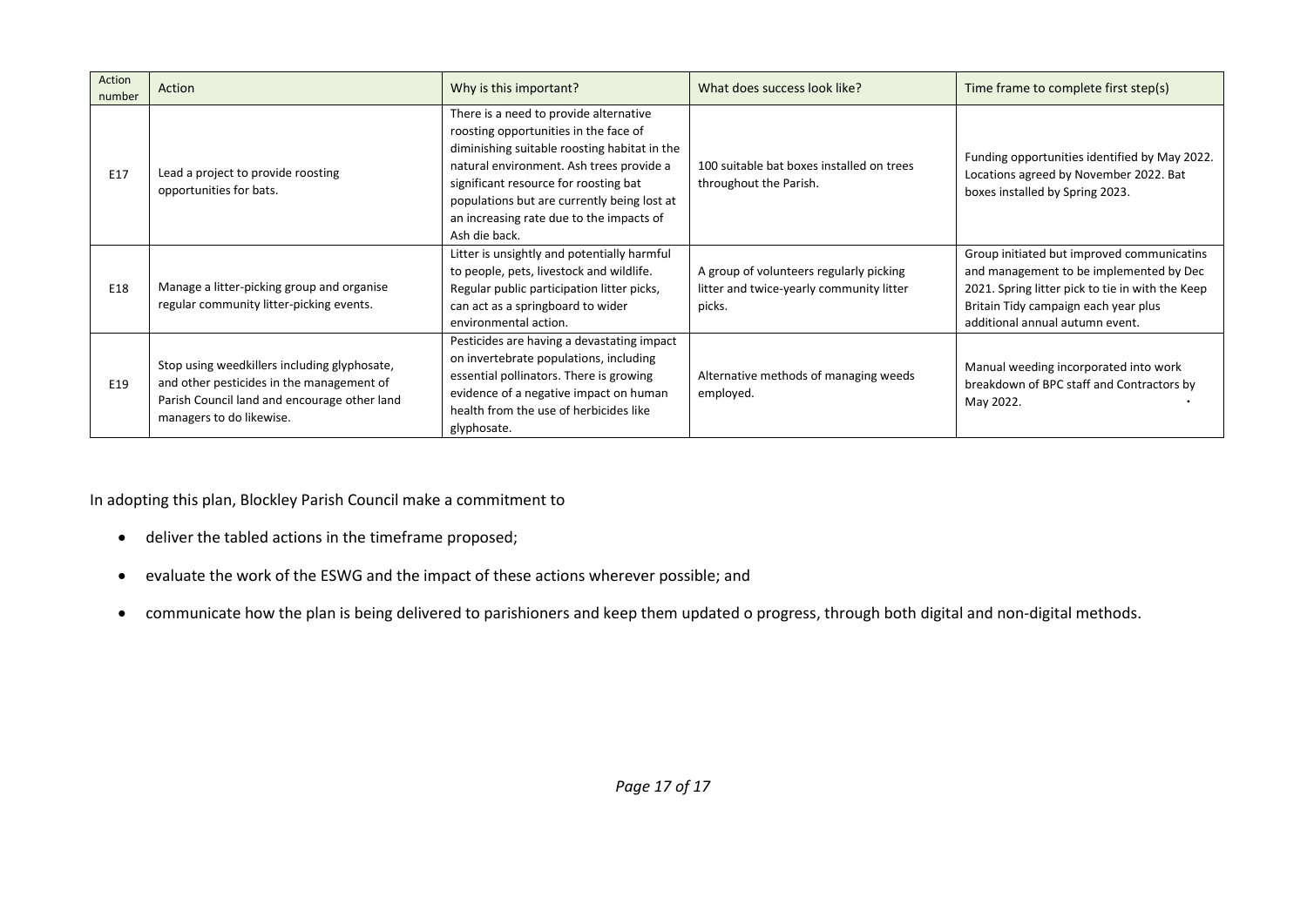| Action number | Action | Why is this important? | What does success look like? | Time frame to complete first step(s) |
|---|---|---|---|---|
| E17 | Lead a project to provide roosting opportunities for bats. | There is a need to provide alternative roosting opportunities in the face of diminishing suitable roosting habitat in the natural environment. Ash trees provide a significant resource for roosting bat populations but are currently being lost at an increasing rate due to the impacts of Ash die back. | 100 suitable bat boxes installed on trees throughout the Parish. | Funding opportunities identified by May 2022. Locations agreed by November 2022. Bat boxes installed by Spring 2023. |
| E18 | Manage a litter-picking group and organise regular community litter-picking events. | Litter is unsightly and potentially harmful to people, pets, livestock and wildlife. Regular public participation litter picks, can act as a springboard to wider environmental action. | A group of volunteers regularly picking litter and twice-yearly community litter picks. | Group initiated but improved communicatins and management to be implemented by Dec 2021. Spring litter pick to tie in with the Keep Britain Tidy campaign each year plus additional annual autumn event. |
| E19 | Stop using weedkillers including glyphosate, and other pesticides in the management of Parish Council land and encourage other land managers to do likewise. | Pesticides are having a devastating impact on invertebrate populations, including essential pollinators. There is growing evidence of a negative impact on human health from the use of herbicides like glyphosate. | Alternative methods of managing weeds employed. | Manual weeding incorporated into work breakdown of BPC staff and Contractors by May 2022. |

In adopting this plan, Blockley Parish Council make a commitment to

- deliver the tabled actions in the timeframe proposed;
- evaluate the work of the ESWG and the impact of these actions wherever possible; and
- communicate how the plan is being delivered to parishioners and keep them updated o progress, through both digital and non-digital methods.